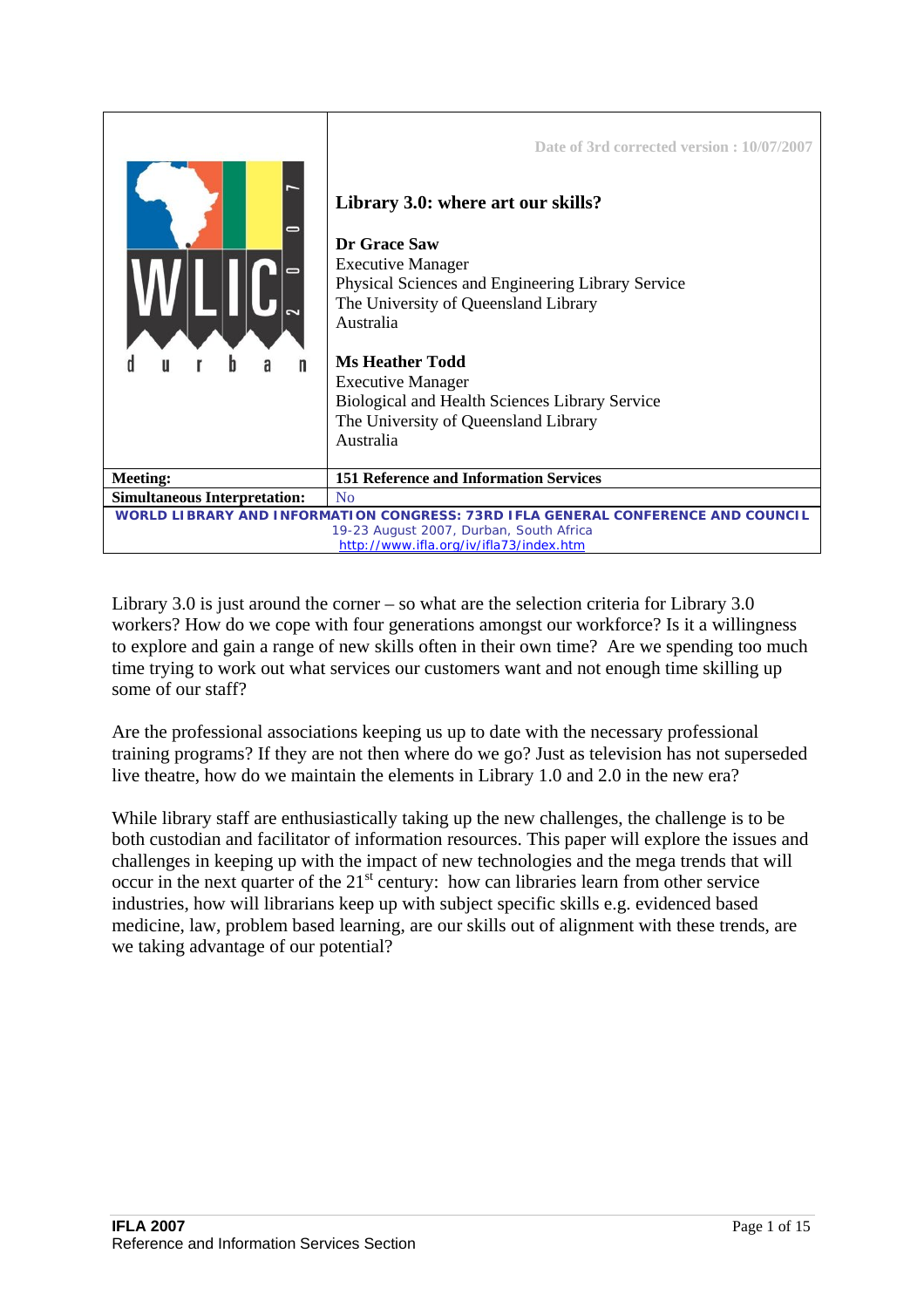Date of 3rd corrected version : 10/07/2007

# Library 3.0: where art our skills?

**Dr Grace Saw**
Executive Manager
Physical Sciences and Engineering Library Service
The University of Queensland Library
Australia

**Ms Heather Todd**
Executive Manager
Biological and Health Sciences Library Service
The University of Queensland Library
Australia

| | |
|---|---|
| **Meeting:** | **151 Reference and Information Services** |
| **Simultaneous Interpretation:** | No |

**WORLD LIBRARY AND INFORMATION CONGRESS: 73RD IFLA GENERAL CONFERENCE AND COUNCIL**
19-23 August 2007, Durban, South Africa
http://www.ifla.org/iv/ifla73/index.htm

Library 3.0 is just around the corner – so what are the selection criteria for Library 3.0 workers? How do we cope with four generations amongst our workforce? Is it a willingness to explore and gain a range of new skills often in their own time? Are we spending too much time trying to work out what services our customers want and not enough time skilling up some of our staff?

Are the professional associations keeping us up to date with the necessary professional training programs? If they are not then where do we go? Just as television has not superseded live theatre, how do we maintain the elements in Library 1.0 and 2.0 in the new era?

While library staff are enthusiastically taking up the new challenges, the challenge is to be both custodian and facilitator of information resources. This paper will explore the issues and challenges in keeping up with the impact of new technologies and the mega trends that will occur in the next quarter of the 21st century: how can libraries learn from other service industries, how will librarians keep up with subject specific skills e.g. evidenced based medicine, law, problem based learning, are our skills out of alignment with these trends, are we taking advantage of our potential?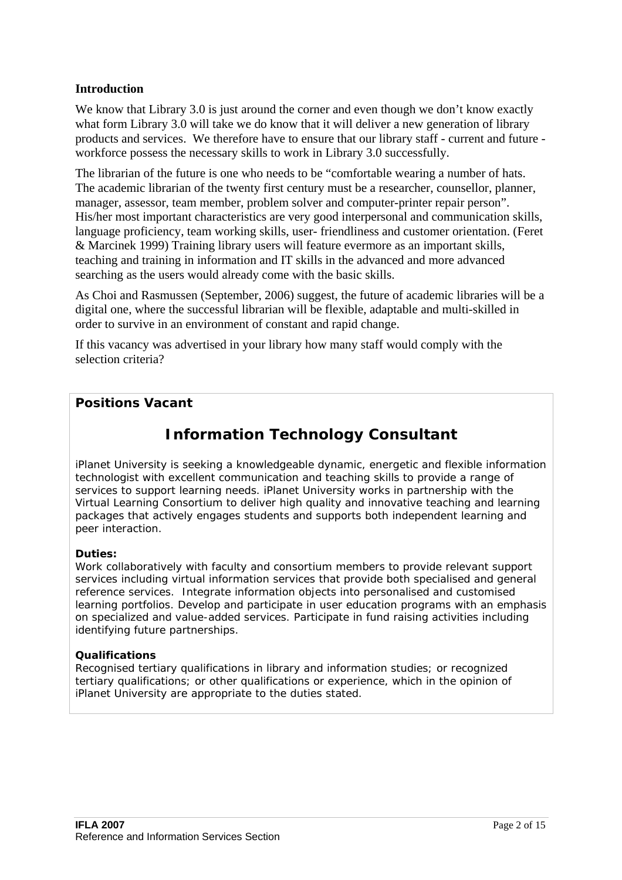## Introduction

We know that Library 3.0 is just around the corner and even though we don't know exactly what form Library 3.0 will take we do know that it will deliver a new generation of library products and services. We therefore have to ensure that our library staff - current and future - workforce possess the necessary skills to work in Library 3.0 successfully.

The librarian of the future is one who needs to be "comfortable wearing a number of hats. The academic librarian of the twenty first century must be a researcher, counsellor, planner, manager, assessor, team member, problem solver and computer-printer repair person". His/her most important characteristics are very good interpersonal and communication skills, language proficiency, team working skills, user- friendliness and customer orientation. (Feret & Marcinek 1999) Training library users will feature evermore as an important skills, teaching and training in information and IT skills in the advanced and more advanced searching as the users would already come with the basic skills.

As Choi and Rasmussen (September, 2006) suggest, the future of academic libraries will be a digital one, where the successful librarian will be flexible, adaptable and multi-skilled in order to survive in an environment of constant and rapid change.

If this vacancy was advertised in your library how many staff would comply with the selection criteria?

---

**Positions Vacant**

### Information Technology Consultant

iPlanet University is seeking a knowledgeable dynamic, energetic and flexible information technologist with excellent communication and teaching skills to provide a range of services to support learning needs. iPlanet University works in partnership with the Virtual Learning Consortium to deliver high quality and innovative teaching and learning packages that actively engages students and supports both independent learning and peer interaction.

**Duties:**
Work collaboratively with faculty and consortium members to provide relevant support services including virtual information services that provide both specialised and general reference services. Integrate information objects into personalised and customised learning portfolios. Develop and participate in user education programs with an emphasis on specialized and value-added services. Participate in fund raising activities including identifying future partnerships.

**Qualifications**
Recognised tertiary qualifications in library and information studies; or recognized tertiary qualifications; or other qualifications or experience, which in the opinion of iPlanet University are appropriate to the duties stated.

---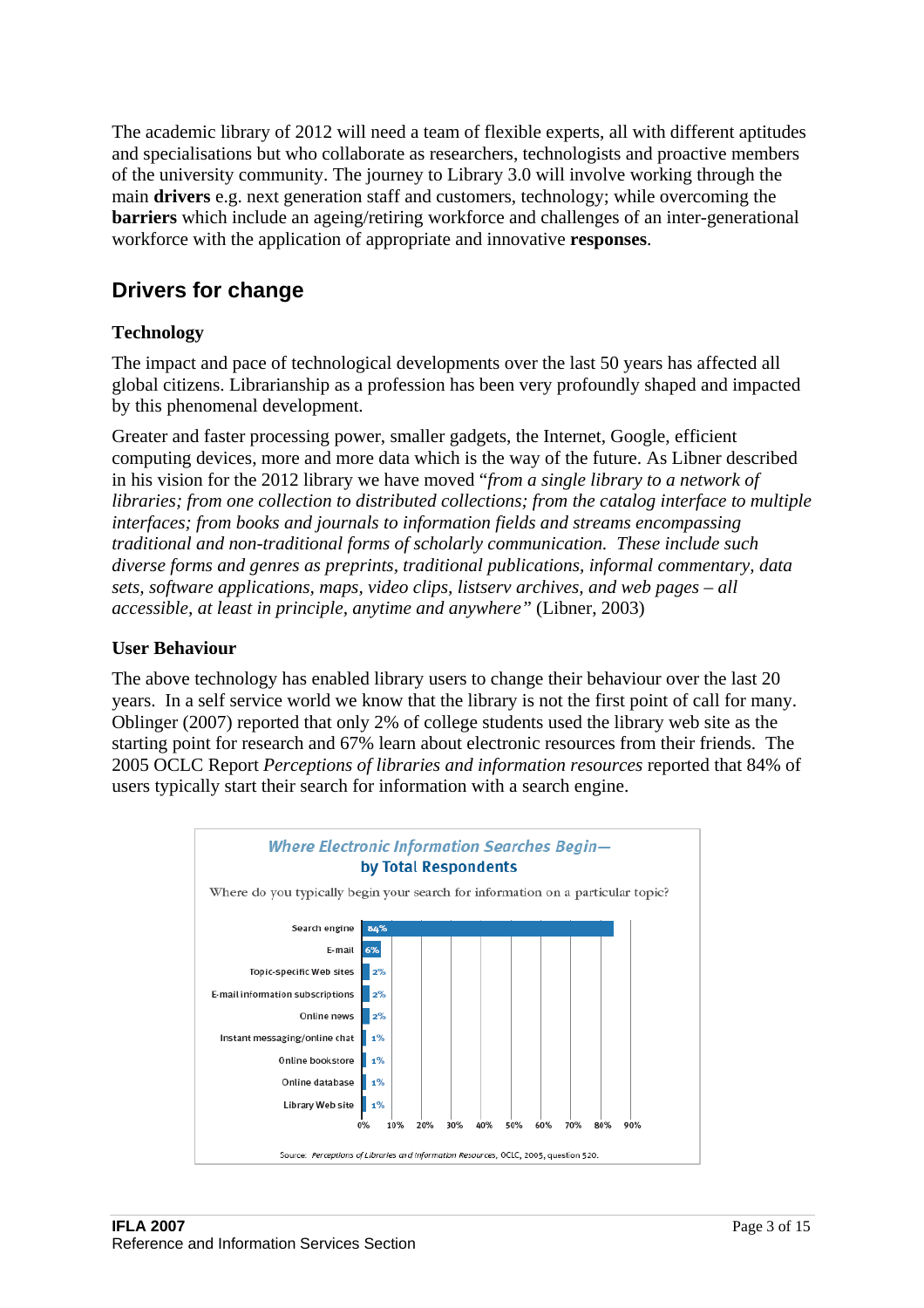The academic library of 2012 will need a team of flexible experts, all with different aptitudes and specialisations but who collaborate as researchers, technologists and proactive members of the university community. The journey to Library 3.0 will involve working through the main **drivers** e.g. next generation staff and customers, technology; while overcoming the **barriers** which include an ageing/retiring workforce and challenges of an inter-generational workforce with the application of appropriate and innovative **responses**.

## Drivers for change

### Technology

The impact and pace of technological developments over the last 50 years has affected all global citizens. Librarianship as a profession has been very profoundly shaped and impacted by this phenomenal development.

Greater and faster processing power, smaller gadgets, the Internet, Google, efficient computing devices, more and more data which is the way of the future. As Libner described in his vision for the 2012 library we have moved "*from a single library to a network of libraries; from one collection to distributed collections; from the catalog interface to multiple interfaces; from books and journals to information fields and streams encompassing traditional and non-traditional forms of scholarly communication. These include such diverse forms and genres as preprints, traditional publications, informal commentary, data sets, software applications, maps, video clips, listserv archives, and web pages – all accessible, at least in principle, anytime and anywhere*" (Libner, 2003)

### User Behaviour

The above technology has enabled library users to change their behaviour over the last 20 years. In a self service world we know that the library is not the first point of call for many. Oblinger (2007) reported that only 2% of college students used the library web site as the starting point for research and 67% learn about electronic resources from their friends. The 2005 OCLC Report *Perceptions of libraries and information resources* reported that 84% of users typically start their search for information with a search engine.

**Where Electronic Information Searches Begin— by Total Respondents**

Where do you typically begin your search for information on a particular topic?

| Source | % |
|---|---|
| Search engine | 84% |
| E-mail | 6% |
| Topic-specific Web sites | 2% |
| E-mail information subscriptions | 2% |
| Online news | 2% |
| Instant messaging/online chat | 1% |
| Online bookstore | 1% |
| Online database | 1% |
| Library Web site | 1% |

Source: *Perceptions of Libraries and Information Resources*, OCLC, 2005, question 520.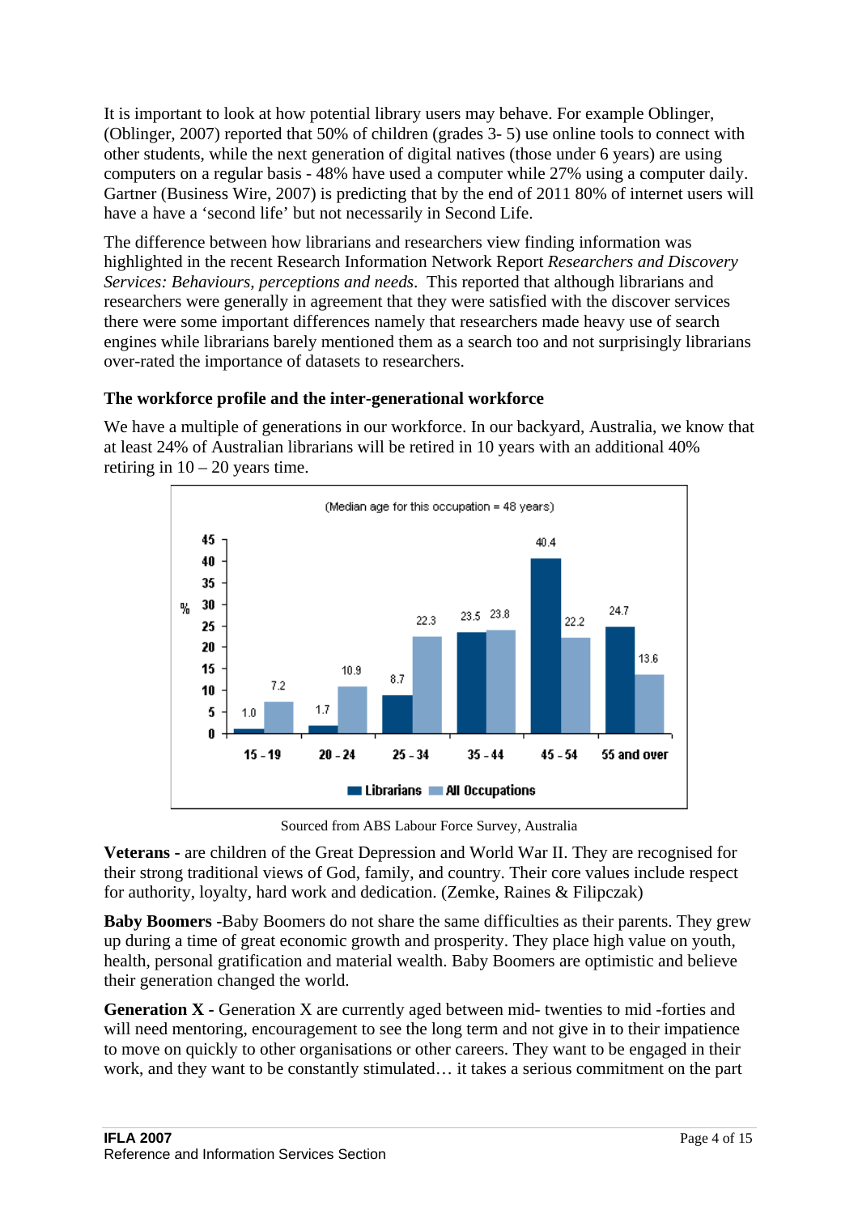It is important to look at how potential library users may behave. For example Oblinger, (Oblinger, 2007) reported that 50% of children (grades 3- 5) use online tools to connect with other students, while the next generation of digital natives (those under 6 years) are using computers on a regular basis - 48% have used a computer while 27% using a computer daily. Gartner (Business Wire, 2007) is predicting that by the end of 2011 80% of internet users will have a have a 'second life' but not necessarily in Second Life.

The difference between how librarians and researchers view finding information was highlighted in the recent Research Information Network Report *Researchers and Discovery Services: Behaviours, perceptions and needs*. This reported that although librarians and researchers were generally in agreement that they were satisfied with the discover services there were some important differences namely that researchers made heavy use of search engines while librarians barely mentioned them as a search too and not surprisingly librarians over-rated the importance of datasets to researchers.

### The workforce profile and the inter-generational workforce

We have a multiple of generations in our workforce. In our backyard, Australia, we know that at least 24% of Australian librarians will be retired in 10 years with an additional 40% retiring in 10 – 20 years time.

(Median age for this occupation = 48 years)

| Age group | Librarians (%) | All Occupations (%) |
|---|---|---|
| 15 - 19 | 1.0 | 7.2 |
| 20 - 24 | 1.7 | 10.9 |
| 25 - 34 | 8.7 | 22.3 |
| 35 - 44 | 23.5 | 23.8 |
| 45 - 54 | 40.4 | 22.2 |
| 55 and over | 24.7 | 13.6 |

Sourced from ABS Labour Force Survey, Australia

**Veterans -** are children of the Great Depression and World War II. They are recognised for their strong traditional views of God, family, and country. Their core values include respect for authority, loyalty, hard work and dedication. (Zemke, Raines & Filipczak)

**Baby Boomers -**Baby Boomers do not share the same difficulties as their parents. They grew up during a time of great economic growth and prosperity. They place high value on youth, health, personal gratification and material wealth. Baby Boomers are optimistic and believe their generation changed the world.

**Generation X -** Generation X are currently aged between mid- twenties to mid -forties and will need mentoring, encouragement to see the long term and not give in to their impatience to move on quickly to other organisations or other careers. They want to be engaged in their work, and they want to be constantly stimulated… it takes a serious commitment on the part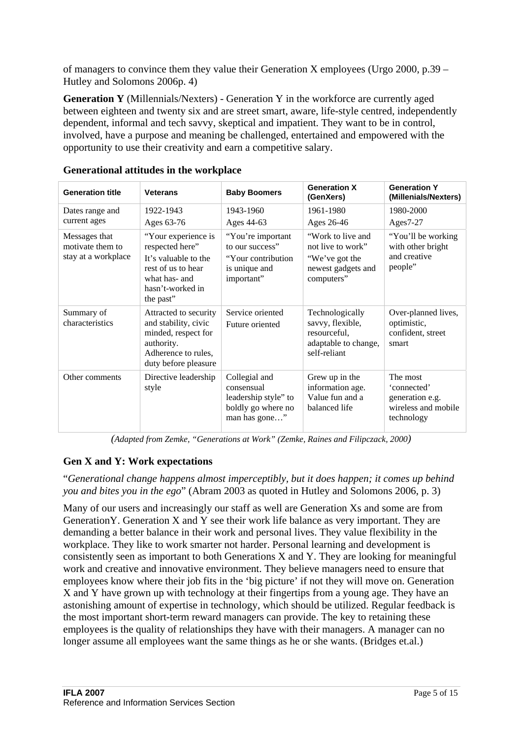of managers to convince them they value their Generation X employees (Urgo 2000, p.39 – Hutley and Solomons 2006p. 4)

**Generation Y** (Millennials/Nexters) - Generation Y in the workforce are currently aged between eighteen and twenty six and are street smart, aware, life-style centred, independently dependent, informal and tech savvy, skeptical and impatient. They want to be in control, involved, have a purpose and meaning be challenged, entertained and empowered with the opportunity to use their creativity and earn a competitive salary.

### Generational attitudes in the workplace

| Generation title | Veterans | Baby Boomers | Generation X (GenXers) | Generation Y (Millenials/Nexters) |
|---|---|---|---|---|
| Dates range and current ages | 1922-1943<br>Ages 63-76 | 1943-1960<br>Ages 44-63 | 1961-1980<br>Ages 26-46 | 1980-2000<br>Ages7-27 |
| Messages that motivate them to stay at a workplace | "Your experience is respected here" It's valuable to the rest of us to hear what has- and hasn't-worked in the past" | "You're important to our success" "Your contribution is unique and important" | "Work to live and not live to work" "We've got the newest gadgets and computers" | "You'll be working with other bright and creative people" |
| Summary of characteristics | Attracted to security and stability, civic minded, respect for authority. Adherence to rules, duty before pleasure | Service oriented<br>Future oriented | Technologically savvy, flexible, resourceful, adaptable to change, self-reliant | Over-planned lives, optimistic, confident, street smart |
| Other comments | Directive leadership style | Collegial and consensual leadership style" to boldly go where no man has gone…" | Grew up in the information age. Value fun and a balanced life | The most 'connected' generation e.g. wireless and mobile technology |

*(Adapted from Zemke, "Generations at Work" (Zemke, Raines and Filipczack, 2000)*

### Gen X and Y: Work expectations

"*Generational change happens almost imperceptibly, but it does happen; it comes up behind you and bites you in the ego*" (Abram 2003 as quoted in Hutley and Solomons 2006, p. 3)

Many of our users and increasingly our staff as well are Generation Xs and some are from GenerationY. Generation X and Y see their work life balance as very important. They are demanding a better balance in their work and personal lives. They value flexibility in the workplace. They like to work smarter not harder. Personal learning and development is consistently seen as important to both Generations X and Y. They are looking for meaningful work and creative and innovative environment. They believe managers need to ensure that employees know where their job fits in the 'big picture' if not they will move on. Generation X and Y have grown up with technology at their fingertips from a young age. They have an astonishing amount of expertise in technology, which should be utilized. Regular feedback is the most important short-term reward managers can provide. The key to retaining these employees is the quality of relationships they have with their managers. A manager can no longer assume all employees want the same things as he or she wants. (Bridges et.al.)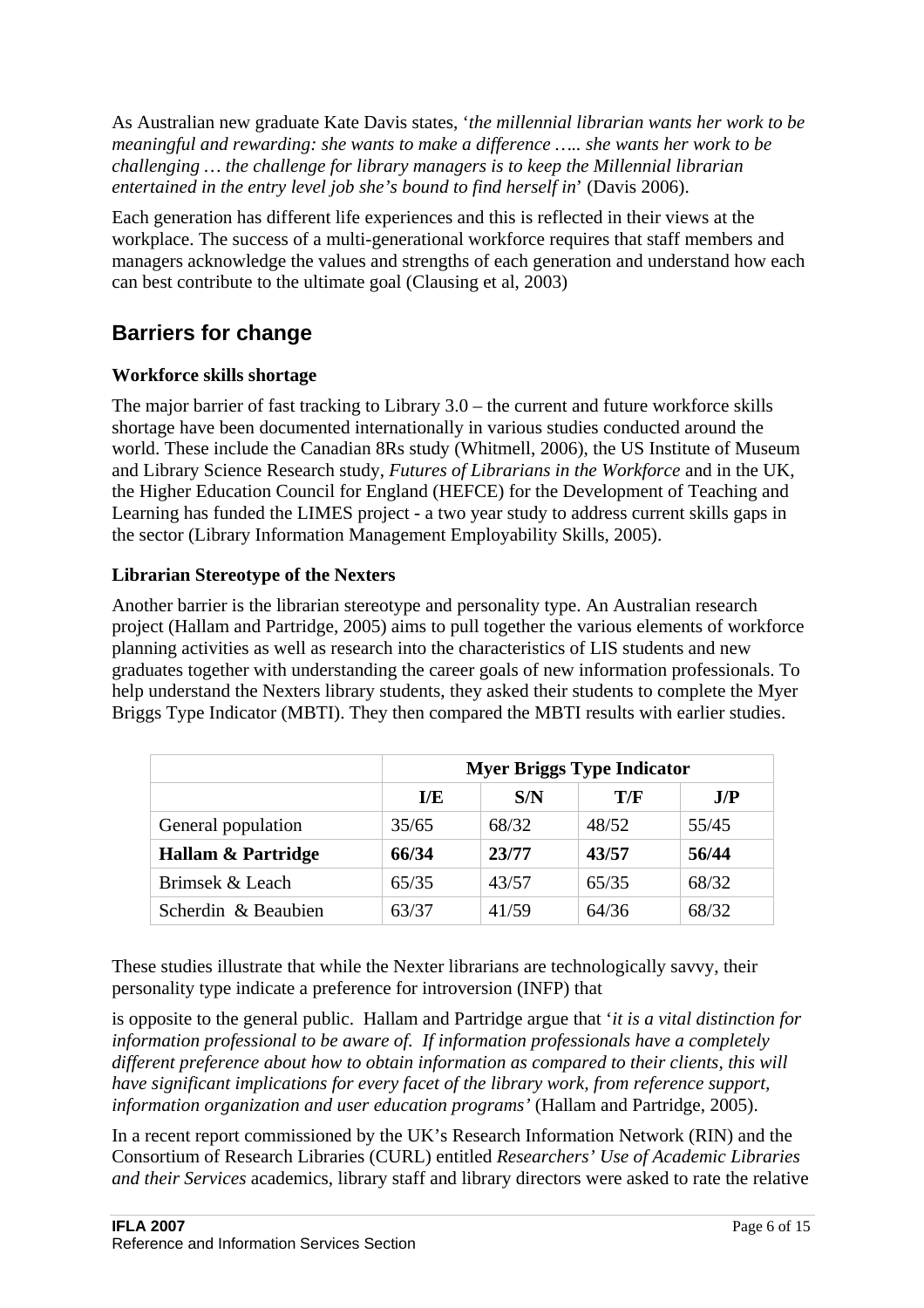As Australian new graduate Kate Davis states, '*the millennial librarian wants her work to be meaningful and rewarding: she wants to make a difference ….. she wants her work to be challenging … the challenge for library managers is to keep the Millennial librarian entertained in the entry level job she's bound to find herself in*' (Davis 2006).

Each generation has different life experiences and this is reflected in their views at the workplace. The success of a multi-generational workforce requires that staff members and managers acknowledge the values and strengths of each generation and understand how each can best contribute to the ultimate goal (Clausing et al, 2003)

## Barriers for change

**Workforce skills shortage**

The major barrier of fast tracking to Library 3.0 – the current and future workforce skills shortage have been documented internationally in various studies conducted around the world. These include the Canadian 8Rs study (Whitmell, 2006), the US Institute of Museum and Library Science Research study, *Futures of Librarians in the Workforce* and in the UK, the Higher Education Council for England (HEFCE) for the Development of Teaching and Learning has funded the LIMES project - a two year study to address current skills gaps in the sector (Library Information Management Employability Skills, 2005).

**Librarian Stereotype of the Nexters**

Another barrier is the librarian stereotype and personality type. An Australian research project (Hallam and Partridge, 2005) aims to pull together the various elements of workforce planning activities as well as research into the characteristics of LIS students and new graduates together with understanding the career goals of new information professionals. To help understand the Nexters library students, they asked their students to complete the Myer Briggs Type Indicator (MBTI). They then compared the MBTI results with earlier studies.

| | **Myer Briggs Type Indicator** | | | |
|---|---|---|---|---|
| | **I/E** | **S/N** | **T/F** | **J/P** |
| General population | 35/65 | 68/32 | 48/52 | 55/45 |
| **Hallam & Partridge** | **66/34** | **23/77** | **43/57** | **56/44** |
| Brimsek & Leach | 65/35 | 43/57 | 65/35 | 68/32 |
| Scherdin & Beaubien | 63/37 | 41/59 | 64/36 | 68/32 |

These studies illustrate that while the Nexter librarians are technologically savvy, their personality type indicate a preference for introversion (INFP) that

is opposite to the general public. Hallam and Partridge argue that '*it is a vital distinction for information professional to be aware of. If information professionals have a completely different preference about how to obtain information as compared to their clients, this will have significant implications for every facet of the library work, from reference support, information organization and user education programs'* (Hallam and Partridge, 2005).

In a recent report commissioned by the UK's Research Information Network (RIN) and the Consortium of Research Libraries (CURL) entitled *Researchers' Use of Academic Libraries and their Services* academics, library staff and library directors were asked to rate the relative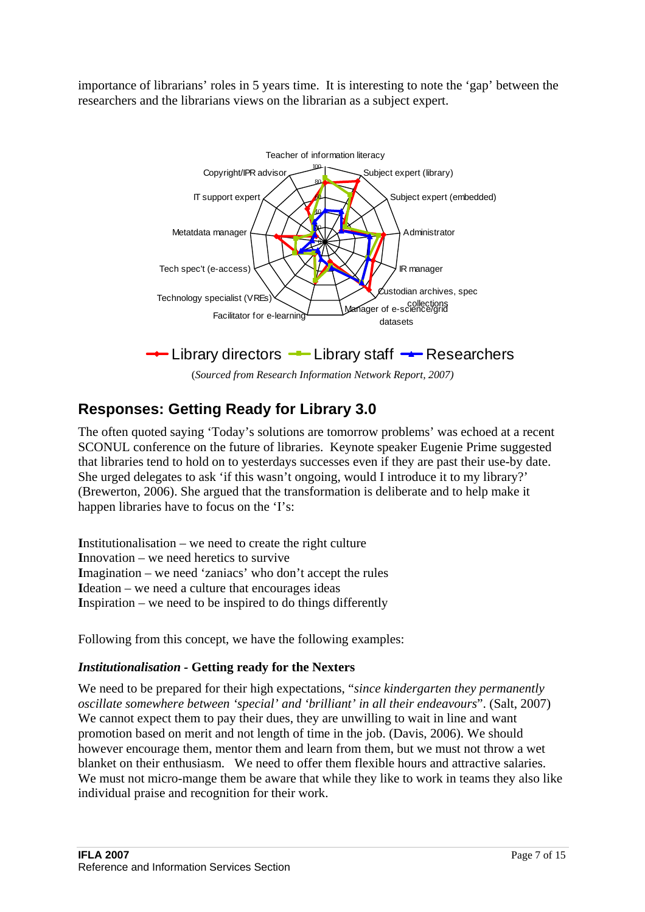importance of librarians' roles in 5 years time. It is interesting to note the 'gap' between the researchers and the librarians views on the librarian as a subject expert.

(*Sourced from Research Information Network Report, 2007*)

## Responses: Getting Ready for Library 3.0

The often quoted saying 'Today's solutions are tomorrow problems' was echoed at a recent SCONUL conference on the future of libraries. Keynote speaker Eugenie Prime suggested that libraries tend to hold on to yesterdays successes even if they are past their use-by date. She urged delegates to ask 'if this wasn't ongoing, would I introduce it to my library?' (Brewerton, 2006). She argued that the transformation is deliberate and to help make it happen libraries have to focus on the 'I's:

**I**nstitutionalisation – we need to create the right culture
**I**nnovation – we need heretics to survive
**I**magination – we need 'zaniacs' who don't accept the rules
**I**deation – we need a culture that encourages ideas
**I**nspiration – we need to be inspired to do things differently

Following from this concept, we have the following examples:

### *Institutionalisation* - Getting ready for the Nexters

We need to be prepared for their high expectations, "*since kindergarten they permanently oscillate somewhere between 'special' and 'brilliant' in all their endeavours*". (Salt, 2007) We cannot expect them to pay their dues, they are unwilling to wait in line and want promotion based on merit and not length of time in the job. (Davis, 2006). We should however encourage them, mentor them and learn from them, but we must not throw a wet blanket on their enthusiasm. We need to offer them flexible hours and attractive salaries. We must not micro-mange them be aware that while they like to work in teams they also like individual praise and recognition for their work.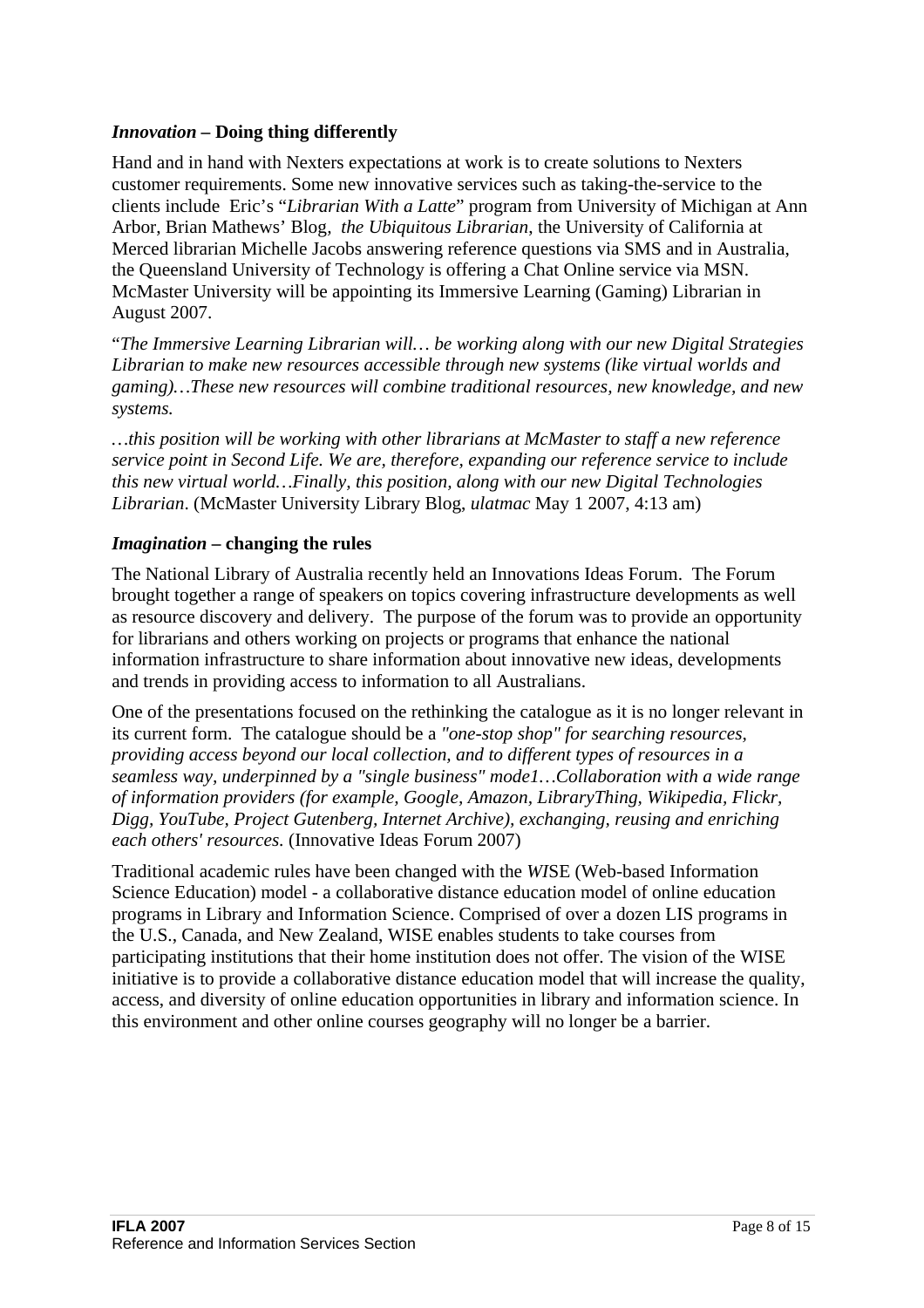### *Innovation* – Doing thing differently

Hand and in hand with Nexters expectations at work is to create solutions to Nexters customer requirements. Some new innovative services such as taking-the-service to the clients include Eric's "*Librarian With a Latte*" program from University of Michigan at Ann Arbor, Brian Mathews' Blog, *the Ubiquitous Librarian*, the University of California at Merced librarian Michelle Jacobs answering reference questions via SMS and in Australia, the Queensland University of Technology is offering a Chat Online service via MSN. McMaster University will be appointing its Immersive Learning (Gaming) Librarian in August 2007.

"*The Immersive Learning Librarian will… be working along with our new Digital Strategies Librarian to make new resources accessible through new systems (like virtual worlds and gaming)…These new resources will combine traditional resources, new knowledge, and new systems.*

*…this position will be working with other librarians at McMaster to staff a new reference service point in Second Life. We are, therefore, expanding our reference service to include this new virtual world…Finally, this position, along with our new Digital Technologies Librarian*. (McMaster University Library Blog, *ulatmac* May 1 2007, 4:13 am)

### *Imagination* – changing the rules

The National Library of Australia recently held an Innovations Ideas Forum. The Forum brought together a range of speakers on topics covering infrastructure developments as well as resource discovery and delivery. The purpose of the forum was to provide an opportunity for librarians and others working on projects or programs that enhance the national information infrastructure to share information about innovative new ideas, developments and trends in providing access to information to all Australians.

One of the presentations focused on the rethinking the catalogue as it is no longer relevant in its current form. The catalogue should be a *"one-stop shop" for searching resources, providing access beyond our local collection, and to different types of resources in a seamless way, underpinned by a "single business" mode1…Collaboration with a wide range of information providers (for example, Google, Amazon, LibraryThing, Wikipedia, Flickr, Digg, YouTube, Project Gutenberg, Internet Archive), exchanging, reusing and enriching each others' resources*. (Innovative Ideas Forum 2007)

Traditional academic rules have been changed with the *WI*SE (Web-based Information Science Education) model - a collaborative distance education model of online education programs in Library and Information Science. Comprised of over a dozen LIS programs in the U.S., Canada, and New Zealand, WISE enables students to take courses from participating institutions that their home institution does not offer. The vision of the WISE initiative is to provide a collaborative distance education model that will increase the quality, access, and diversity of online education opportunities in library and information science. In this environment and other online courses geography will no longer be a barrier.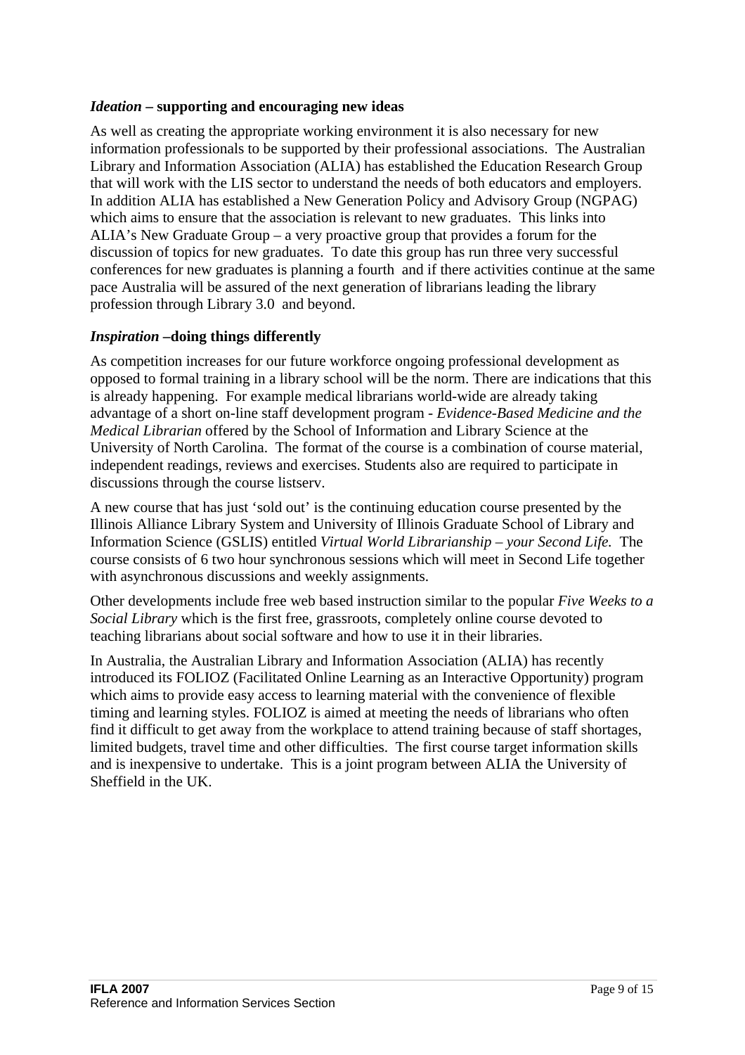***Ideation* – supporting and encouraging new ideas**

As well as creating the appropriate working environment it is also necessary for new information professionals to be supported by their professional associations. The Australian Library and Information Association (ALIA) has established the Education Research Group that will work with the LIS sector to understand the needs of both educators and employers. In addition ALIA has established a New Generation Policy and Advisory Group (NGPAG) which aims to ensure that the association is relevant to new graduates. This links into ALIA's New Graduate Group – a very proactive group that provides a forum for the discussion of topics for new graduates. To date this group has run three very successful conferences for new graduates is planning a fourth and if there activities continue at the same pace Australia will be assured of the next generation of librarians leading the library profession through Library 3.0 and beyond.

***Inspiration* –doing things differently**

As competition increases for our future workforce ongoing professional development as opposed to formal training in a library school will be the norm. There are indications that this is already happening. For example medical librarians world-wide are already taking advantage of a short on-line staff development program - *Evidence-Based Medicine and the Medical Librarian* offered by the School of Information and Library Science at the University of North Carolina. The format of the course is a combination of course material, independent readings, reviews and exercises. Students also are required to participate in discussions through the course listserv.

A new course that has just 'sold out' is the continuing education course presented by the Illinois Alliance Library System and University of Illinois Graduate School of Library and Information Science (GSLIS) entitled *Virtual World Librarianship – your Second Life.* The course consists of 6 two hour synchronous sessions which will meet in Second Life together with asynchronous discussions and weekly assignments.

Other developments include free web based instruction similar to the popular *Five Weeks to a Social Library* which is the first free, grassroots, completely online course devoted to teaching librarians about social software and how to use it in their libraries.

In Australia, the Australian Library and Information Association (ALIA) has recently introduced its FOLIOZ (Facilitated Online Learning as an Interactive Opportunity) program which aims to provide easy access to learning material with the convenience of flexible timing and learning styles. FOLIOZ is aimed at meeting the needs of librarians who often find it difficult to get away from the workplace to attend training because of staff shortages, limited budgets, travel time and other difficulties. The first course target information skills and is inexpensive to undertake. This is a joint program between ALIA the University of Sheffield in the UK.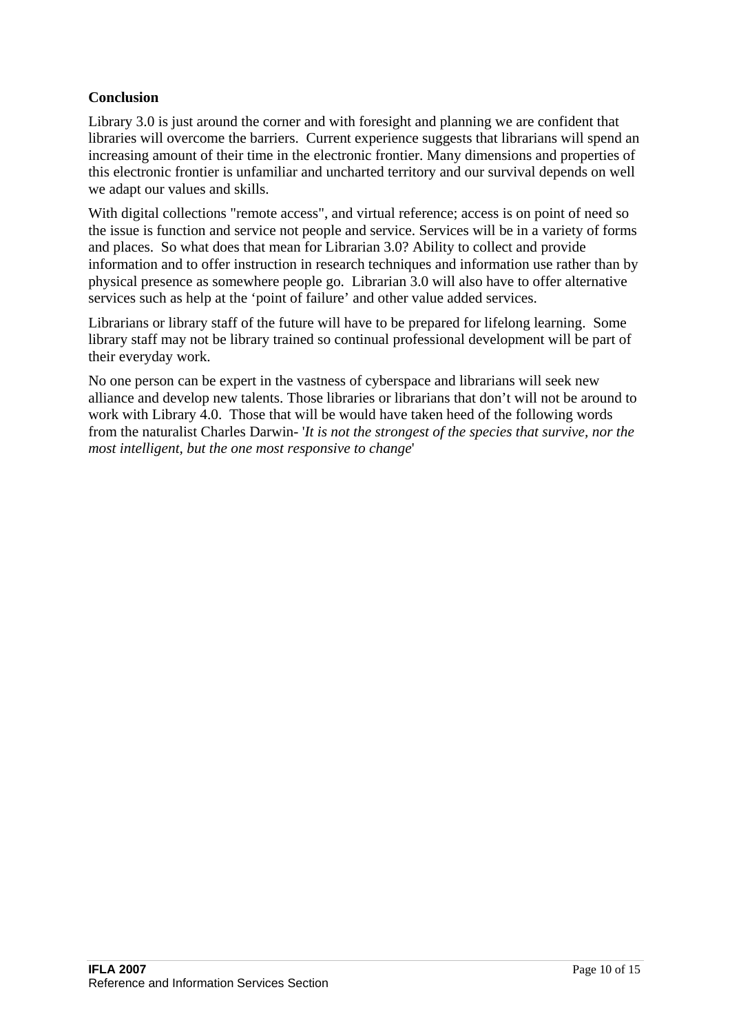**Conclusion**

Library 3.0 is just around the corner and with foresight and planning we are confident that libraries will overcome the barriers. Current experience suggests that librarians will spend an increasing amount of their time in the electronic frontier. Many dimensions and properties of this electronic frontier is unfamiliar and uncharted territory and our survival depends on well we adapt our values and skills.

With digital collections "remote access", and virtual reference; access is on point of need so the issue is function and service not people and service. Services will be in a variety of forms and places. So what does that mean for Librarian 3.0? Ability to collect and provide information and to offer instruction in research techniques and information use rather than by physical presence as somewhere people go. Librarian 3.0 will also have to offer alternative services such as help at the 'point of failure' and other value added services.

Librarians or library staff of the future will have to be prepared for lifelong learning. Some library staff may not be library trained so continual professional development will be part of their everyday work.

No one person can be expert in the vastness of cyberspace and librarians will seek new alliance and develop new talents. Those libraries or librarians that don't will not be around to work with Library 4.0. Those that will be would have taken heed of the following words from the naturalist Charles Darwin- '*It is not the strongest of the species that survive, nor the most intelligent, but the one most responsive to change*'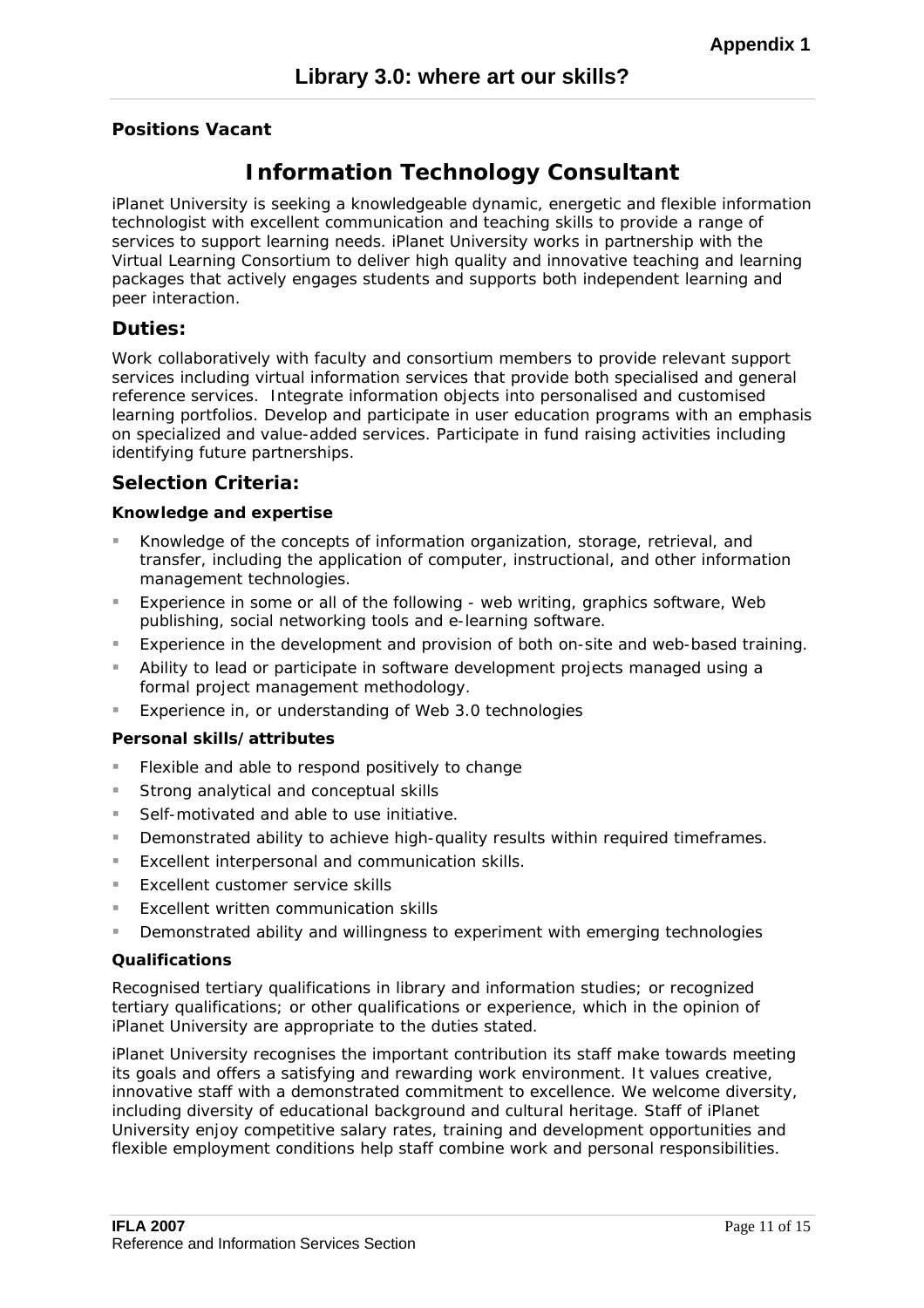Appendix 1

**Positions Vacant**

# Information Technology Consultant

iPlanet University is seeking a knowledgeable dynamic, energetic and flexible information technologist with excellent communication and teaching skills to provide a range of services to support learning needs. iPlanet University works in partnership with the Virtual Learning Consortium to deliver high quality and innovative teaching and learning packages that actively engages students and supports both independent learning and peer interaction.

## Duties:

Work collaboratively with faculty and consortium members to provide relevant support services including virtual information services that provide both specialised and general reference services. Integrate information objects into personalised and customised learning portfolios. Develop and participate in user education programs with an emphasis on specialized and value-added services. Participate in fund raising activities including identifying future partnerships.

## Selection Criteria:

### Knowledge and expertise

- Knowledge of the concepts of information organization, storage, retrieval, and transfer, including the application of computer, instructional, and other information management technologies.
- Experience in some or all of the following - web writing, graphics software, Web publishing, social networking tools and e-learning software.
- Experience in the development and provision of both on-site and web-based training.
- Ability to lead or participate in software development projects managed using a formal project management methodology.
- Experience in, or understanding of Web 3.0 technologies

### Personal skills/attributes

- Flexible and able to respond positively to change
- Strong analytical and conceptual skills
- Self-motivated and able to use initiative.
- Demonstrated ability to achieve high-quality results within required timeframes.
- Excellent interpersonal and communication skills.
- Excellent customer service skills
- Excellent written communication skills
- Demonstrated ability and willingness to experiment with emerging technologies

### Qualifications

Recognised tertiary qualifications in library and information studies; or recognized tertiary qualifications; or other qualifications or experience, which in the opinion of iPlanet University are appropriate to the duties stated.

iPlanet University recognises the important contribution its staff make towards meeting its goals and offers a satisfying and rewarding work environment. It values creative, innovative staff with a demonstrated commitment to excellence. We welcome diversity, including diversity of educational background and cultural heritage. Staff of iPlanet University enjoy competitive salary rates, training and development opportunities and flexible employment conditions help staff combine work and personal responsibilities.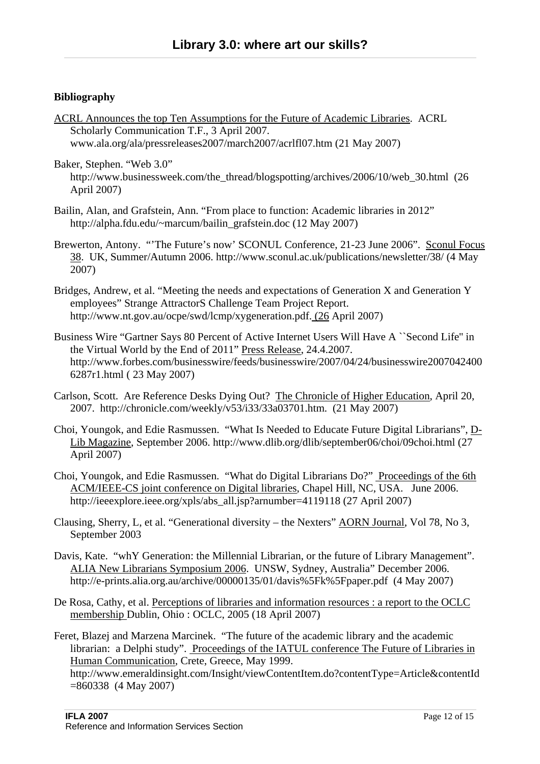## Bibliography

ACRL Announces the top Ten Assumptions for the Future of Academic Libraries. ACRL Scholarly Communication T.F., 3 April 2007. www.ala.org/ala/pressreleases2007/march2007/acrlfl07.htm (21 May 2007)

Baker, Stephen. "Web 3.0" http://www.businessweek.com/the_thread/blogspotting/archives/2006/10/web_30.html (26 April 2007)

Bailin, Alan, and Grafstein, Ann. "From place to function: Academic libraries in 2012" http://alpha.fdu.edu/~marcum/bailin_grafstein.doc (12 May 2007)

Brewerton, Antony. "'The Future's now' SCONUL Conference, 21-23 June 2006". Sconul Focus 38. UK, Summer/Autumn 2006. http://www.sconul.ac.uk/publications/newsletter/38/ (4 May 2007)

Bridges, Andrew, et al. "Meeting the needs and expectations of Generation X and Generation Y employees" Strange AttractorS Challenge Team Project Report. http://www.nt.gov.au/ocpe/swd/lcmp/xygeneration.pdf. (26 April 2007)

Business Wire "Gartner Says 80 Percent of Active Internet Users Will Have A ``Second Life'' in the Virtual World by the End of 2011" Press Release, 24.4.2007. http://www.forbes.com/businesswire/feeds/businesswire/2007/04/24/businesswire20070424006287r1.html ( 23 May 2007)

Carlson, Scott. Are Reference Desks Dying Out? The Chronicle of Higher Education, April 20, 2007. http://chronicle.com/weekly/v53/i33/33a03701.htm. (21 May 2007)

Choi, Youngok, and Edie Rasmussen. "What Is Needed to Educate Future Digital Librarians", D-Lib Magazine, September 2006. http://www.dlib.org/dlib/september06/choi/09choi.html (27 April 2007)

Choi, Youngok, and Edie Rasmussen. "What do Digital Librarians Do?" Proceedings of the 6th ACM/IEEE-CS joint conference on Digital libraries, Chapel Hill, NC, USA. June 2006. http://ieeexplore.ieee.org/xpls/abs_all.jsp?arnumber=4119118 (27 April 2007)

Clausing, Sherry, L, et al. "Generational diversity – the Nexters" AORN Journal, Vol 78, No 3, September 2003

Davis, Kate. "whY Generation: the Millennial Librarian, or the future of Library Management". ALIA New Librarians Symposium 2006. UNSW, Sydney, Australia" December 2006. http://e-prints.alia.org.au/archive/00000135/01/davis%5Fk%5Fpaper.pdf (4 May 2007)

De Rosa, Cathy, et al. Perceptions of libraries and information resources : a report to the OCLC membership Dublin, Ohio : OCLC, 2005 (18 April 2007)

Feret, Blazej and Marzena Marcinek. "The future of the academic library and the academic librarian: a Delphi study". Proceedings of the IATUL conference The Future of Libraries in Human Communication, Crete, Greece, May 1999. http://www.emeraldinsight.com/Insight/viewContentItem.do?contentType=Article&contentId=860338 (4 May 2007)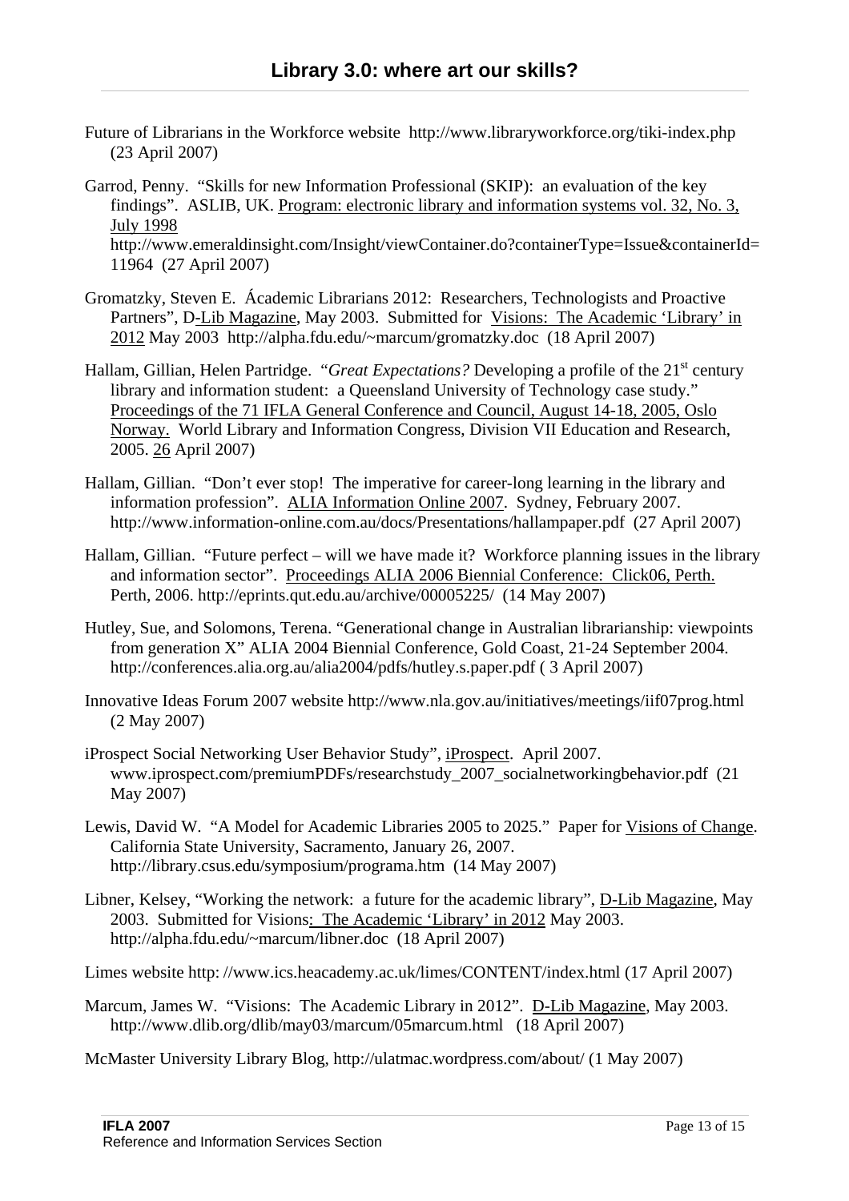Future of Librarians in the Workforce website http://www.libraryworkforce.org/tiki-index.php (23 April 2007)

Garrod, Penny. "Skills for new Information Professional (SKIP): an evaluation of the key findings". ASLIB, UK. Program: electronic library and information systems vol. 32, No. 3, July 1998 http://www.emeraldinsight.com/Insight/viewContainer.do?containerType=Issue&containerId=11964 (27 April 2007)

Gromatzky, Steven E. Ácademic Librarians 2012: Researchers, Technologists and Proactive Partners", D-Lib Magazine, May 2003. Submitted for Visions: The Academic 'Library' in 2012 May 2003 http://alpha.fdu.edu/~marcum/gromatzky.doc (18 April 2007)

Hallam, Gillian, Helen Partridge. "*Great Expectations?* Developing a profile of the 21st century library and information student: a Queensland University of Technology case study." Proceedings of the 71 IFLA General Conference and Council, August 14-18, 2005, Oslo Norway. World Library and Information Congress, Division VII Education and Research, 2005. 26 April 2007)

Hallam, Gillian. "Don't ever stop! The imperative for career-long learning in the library and information profession". ALIA Information Online 2007. Sydney, February 2007. http://www.information-online.com.au/docs/Presentations/hallampaper.pdf (27 April 2007)

Hallam, Gillian. "Future perfect – will we have made it? Workforce planning issues in the library and information sector". Proceedings ALIA 2006 Biennial Conference: Click06, Perth. Perth, 2006. http://eprints.qut.edu.au/archive/00005225/ (14 May 2007)

Hutley, Sue, and Solomons, Terena. "Generational change in Australian librarianship: viewpoints from generation X" ALIA 2004 Biennial Conference, Gold Coast, 21-24 September 2004. http://conferences.alia.org.au/alia2004/pdfs/hutley.s.paper.pdf ( 3 April 2007)

Innovative Ideas Forum 2007 website http://www.nla.gov.au/initiatives/meetings/iif07prog.html (2 May 2007)

iProspect Social Networking User Behavior Study", iProspect. April 2007. www.iprospect.com/premiumPDFs/researchstudy_2007_socialnetworkingbehavior.pdf (21 May 2007)

Lewis, David W. "A Model for Academic Libraries 2005 to 2025." Paper for Visions of Change. California State University, Sacramento, January 26, 2007. http://library.csus.edu/symposium/programa.htm (14 May 2007)

Libner, Kelsey, "Working the network: a future for the academic library", D-Lib Magazine, May 2003. Submitted for Visions: The Academic 'Library' in 2012 May 2003. http://alpha.fdu.edu/~marcum/libner.doc (18 April 2007)

Limes website http: //www.ics.heacademy.ac.uk/limes/CONTENT/index.html (17 April 2007)

Marcum, James W. "Visions: The Academic Library in 2012". D-Lib Magazine, May 2003. http://www.dlib.org/dlib/may03/marcum/05marcum.html (18 April 2007)

McMaster University Library Blog, http://ulatmac.wordpress.com/about/ (1 May 2007)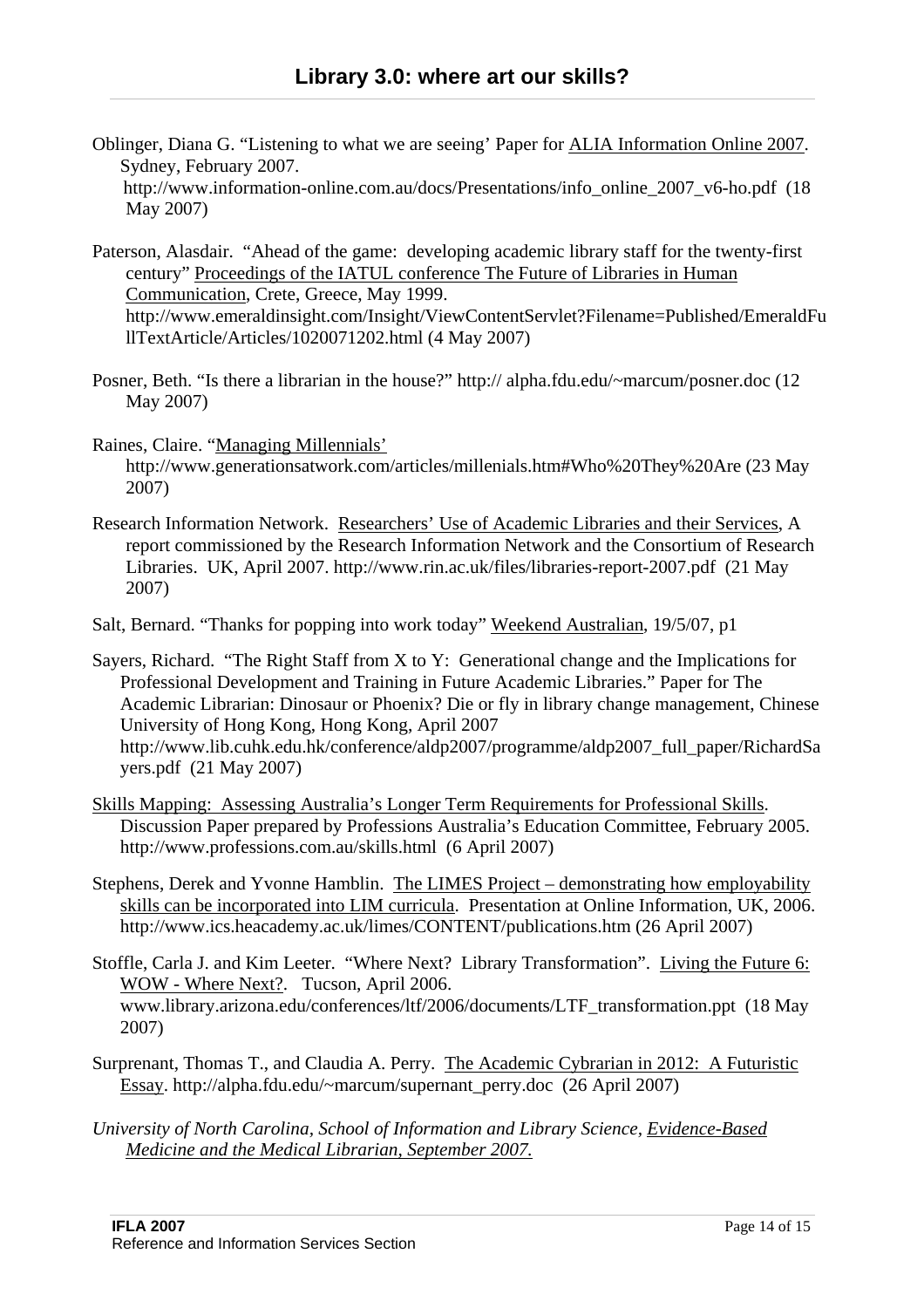Oblinger, Diana G. "Listening to what we are seeing' Paper for ALIA Information Online 2007. Sydney, February 2007. http://www.information-online.com.au/docs/Presentations/info_online_2007_v6-ho.pdf (18 May 2007)

Paterson, Alasdair. "Ahead of the game: developing academic library staff for the twenty-first century" Proceedings of the IATUL conference The Future of Libraries in Human Communication, Crete, Greece, May 1999. http://www.emeraldinsight.com/Insight/ViewContentServlet?Filename=Published/EmeraldFullTextArticle/Articles/1020071202.html (4 May 2007)

Posner, Beth. "Is there a librarian in the house?" http:// alpha.fdu.edu/~marcum/posner.doc (12 May 2007)

Raines, Claire. "Managing Millennials' http://www.generationsatwork.com/articles/millenials.htm#Who%20They%20Are (23 May 2007)

Research Information Network. Researchers' Use of Academic Libraries and their Services, A report commissioned by the Research Information Network and the Consortium of Research Libraries. UK, April 2007. http://www.rin.ac.uk/files/libraries-report-2007.pdf (21 May 2007)

Salt, Bernard. "Thanks for popping into work today" Weekend Australian, 19/5/07, p1

Sayers, Richard. "The Right Staff from X to Y: Generational change and the Implications for Professional Development and Training in Future Academic Libraries." Paper for The Academic Librarian: Dinosaur or Phoenix? Die or fly in library change management, Chinese University of Hong Kong, Hong Kong, April 2007 http://www.lib.cuhk.edu.hk/conference/aldp2007/programme/aldp2007_full_paper/RichardSayers.pdf (21 May 2007)

Skills Mapping: Assessing Australia's Longer Term Requirements for Professional Skills. Discussion Paper prepared by Professions Australia's Education Committee, February 2005. http://www.professions.com.au/skills.html (6 April 2007)

Stephens, Derek and Yvonne Hamblin. The LIMES Project – demonstrating how employability skills can be incorporated into LIM curricula. Presentation at Online Information, UK, 2006. http://www.ics.heacademy.ac.uk/limes/CONTENT/publications.htm (26 April 2007)

Stoffle, Carla J. and Kim Leeter. "Where Next? Library Transformation". Living the Future 6: WOW - Where Next?. Tucson, April 2006. www.library.arizona.edu/conferences/ltf/2006/documents/LTF_transformation.ppt (18 May 2007)

Surprenant, Thomas T., and Claudia A. Perry. The Academic Cybrarian in 2012: A Futuristic Essay. http://alpha.fdu.edu/~marcum/supernant_perry.doc (26 April 2007)

*University of North Carolina, School of Information and Library Science, Evidence-Based Medicine and the Medical Librarian, September 2007.*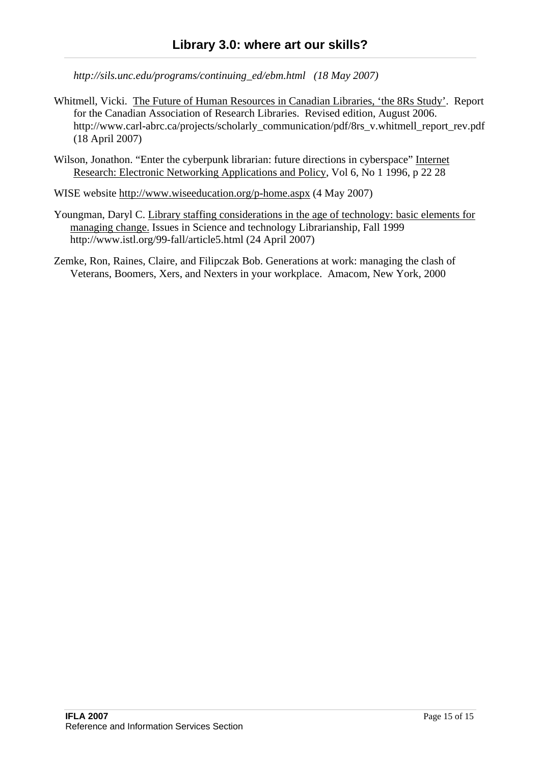*http://sils.unc.edu/programs/continuing_ed/ebm.html (18 May 2007)*

Whitmell, Vicki. The Future of Human Resources in Canadian Libraries, 'the 8Rs Study'. Report for the Canadian Association of Research Libraries. Revised edition, August 2006. http://www.carl-abrc.ca/projects/scholarly_communication/pdf/8rs_v.whitmell_report_rev.pdf (18 April 2007)

Wilson, Jonathon. "Enter the cyberpunk librarian: future directions in cyberspace" Internet Research: Electronic Networking Applications and Policy, Vol 6, No 1 1996, p 22 28

WISE website http://www.wiseeducation.org/p-home.aspx (4 May 2007)

Youngman, Daryl C. Library staffing considerations in the age of technology: basic elements for managing change. Issues in Science and technology Librarianship, Fall 1999 http://www.istl.org/99-fall/article5.html (24 April 2007)

Zemke, Ron, Raines, Claire, and Filipczak Bob. Generations at work: managing the clash of Veterans, Boomers, Xers, and Nexters in your workplace. Amacom, New York, 2000